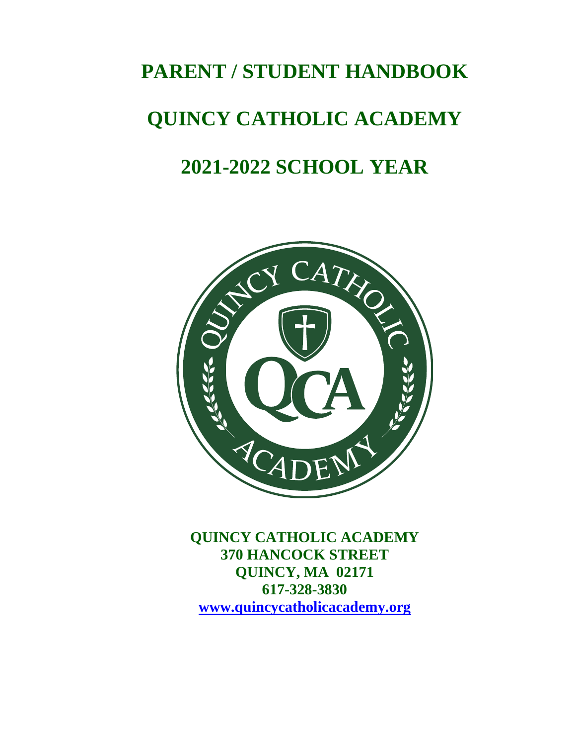# PARENT / STUDENT HANDBOOK

# QUINCY CATHOLIC ACADEMY

# 2021-2022 SCHOOL YEAR

**QUINCY CATHOLIC ACADEMY**
**370 HANCOCK STREET**
**QUINCY, MA 02171**
**617-328-3830**
**www.quincycatholicacademy.org**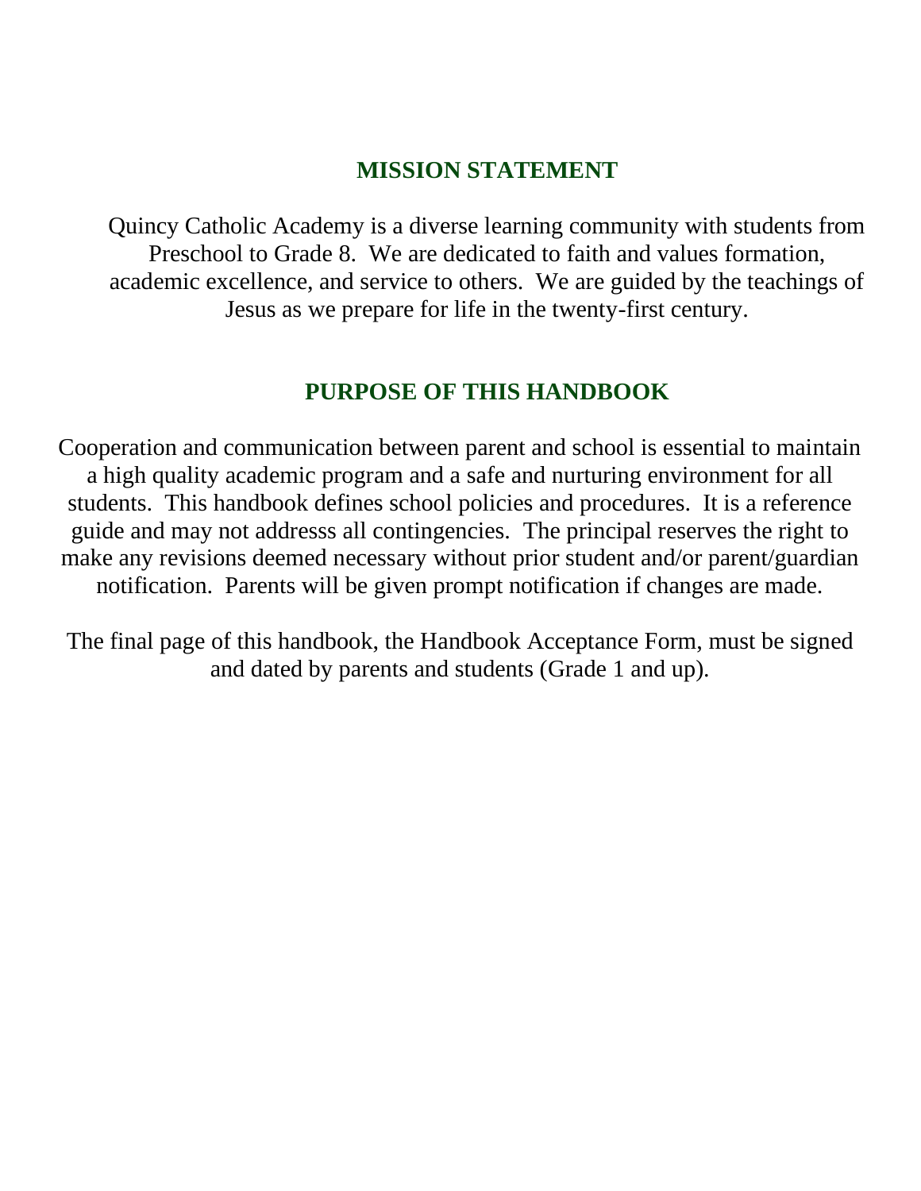## MISSION STATEMENT

Quincy Catholic Academy is a diverse learning community with students from Preschool to Grade 8. We are dedicated to faith and values formation, academic excellence, and service to others. We are guided by the teachings of Jesus as we prepare for life in the twenty-first century.

## PURPOSE OF THIS HANDBOOK

Cooperation and communication between parent and school is essential to maintain a high quality academic program and a safe and nurturing environment for all students. This handbook defines school policies and procedures. It is a reference guide and may not addresss all contingencies. The principal reserves the right to make any revisions deemed necessary without prior student and/or parent/guardian notification. Parents will be given prompt notification if changes are made.

The final page of this handbook, the Handbook Acceptance Form, must be signed and dated by parents and students (Grade 1 and up).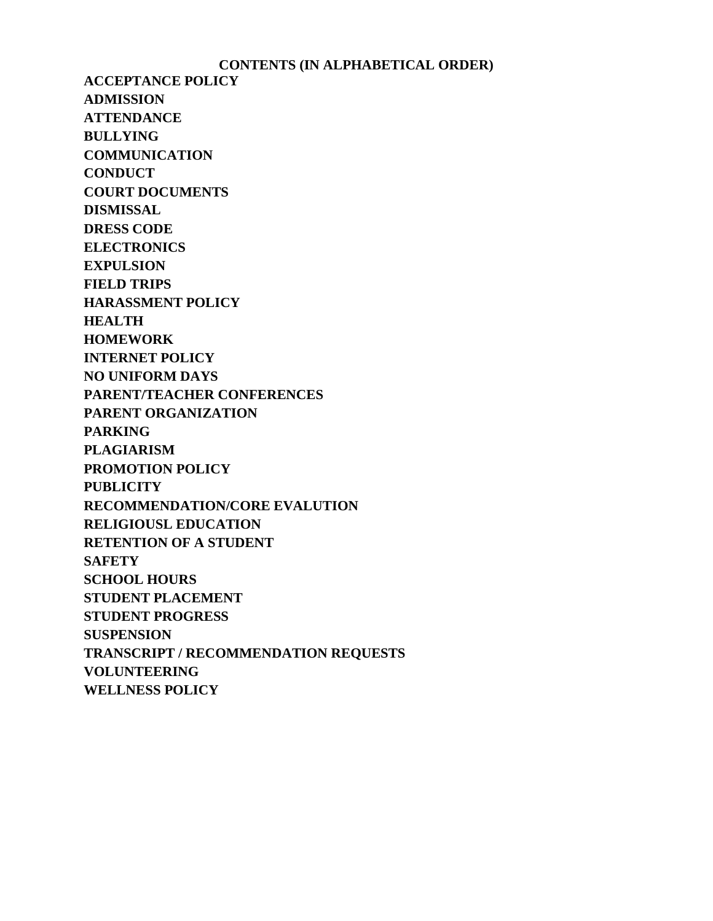**CONTENTS (IN ALPHABETICAL ORDER)**

**ACCEPTANCE POLICY**
**ADMISSION**
**ATTENDANCE**
**BULLYING**
**COMMUNICATION**
**CONDUCT**
**COURT DOCUMENTS**
**DISMISSAL**
**DRESS CODE**
**ELECTRONICS**
**EXPULSION**
**FIELD TRIPS**
**HARASSMENT POLICY**
**HEALTH**
**HOMEWORK**
**INTERNET POLICY**
**NO UNIFORM DAYS**
**PARENT/TEACHER CONFERENCES**
**PARENT ORGANIZATION**
**PARKING**
**PLAGIARISM**
**PROMOTION POLICY**
**PUBLICITY**
**RECOMMENDATION/CORE EVALUTION**
**RELIGIOUSL EDUCATION**
**RETENTION OF A STUDENT**
**SAFETY**
**SCHOOL HOURS**
**STUDENT PLACEMENT**
**STUDENT PROGRESS**
**SUSPENSION**
**TRANSCRIPT / RECOMMENDATION REQUESTS**
**VOLUNTEERING**
**WELLNESS POLICY**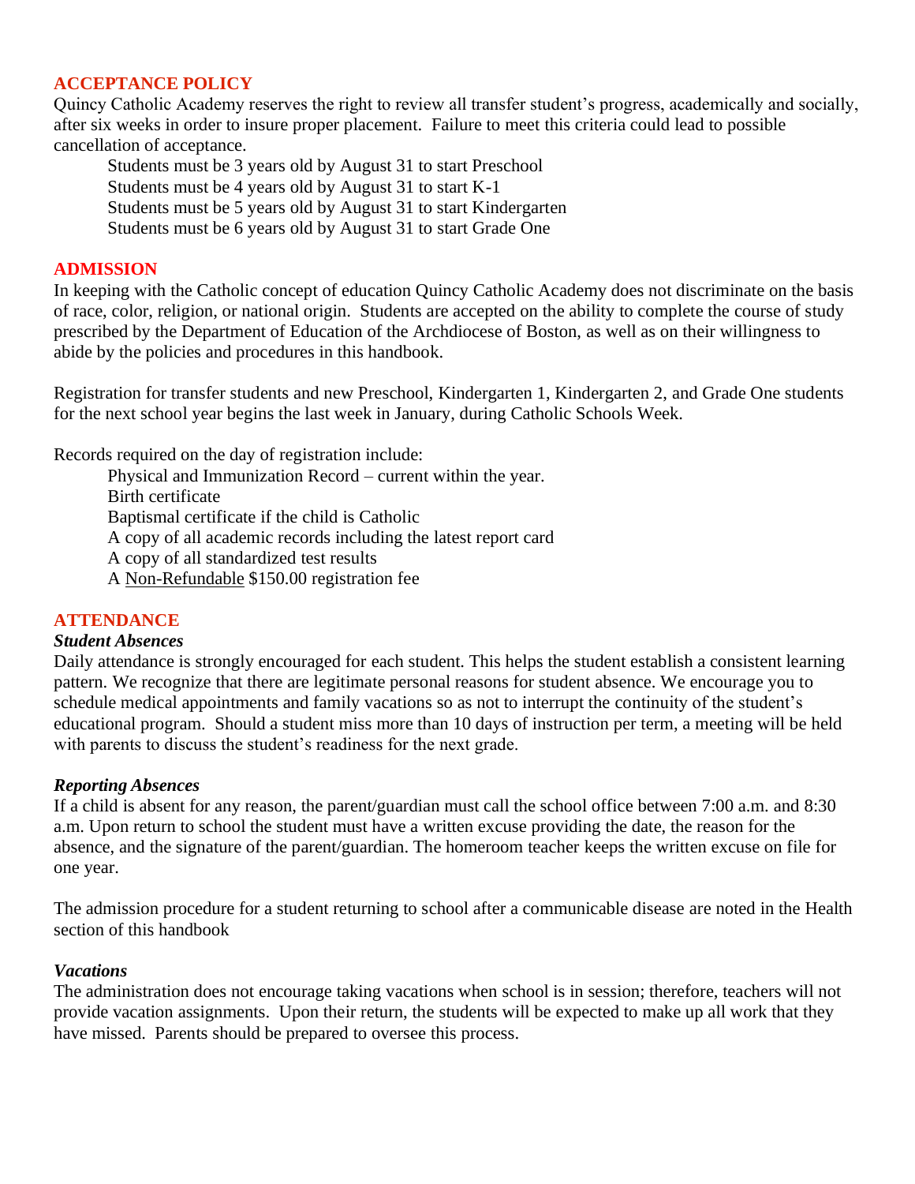## ACCEPTANCE POLICY

Quincy Catholic Academy reserves the right to review all transfer student's progress, academically and socially, after six weeks in order to insure proper placement. Failure to meet this criteria could lead to possible cancellation of acceptance.

Students must be 3 years old by August 31 to start Preschool
Students must be 4 years old by August 31 to start K-1
Students must be 5 years old by August 31 to start Kindergarten
Students must be 6 years old by August 31 to start Grade One

## ADMISSION

In keeping with the Catholic concept of education Quincy Catholic Academy does not discriminate on the basis of race, color, religion, or national origin. Students are accepted on the ability to complete the course of study prescribed by the Department of Education of the Archdiocese of Boston, as well as on their willingness to abide by the policies and procedures in this handbook.

Registration for transfer students and new Preschool, Kindergarten 1, Kindergarten 2, and Grade One students for the next school year begins the last week in January, during Catholic Schools Week.

Records required on the day of registration include:

Physical and Immunization Record – current within the year.
Birth certificate
Baptismal certificate if the child is Catholic
A copy of all academic records including the latest report card
A copy of all standardized test results
A Non-Refundable $150.00 registration fee

## ATTENDANCE

### *Student Absences*

Daily attendance is strongly encouraged for each student. This helps the student establish a consistent learning pattern. We recognize that there are legitimate personal reasons for student absence. We encourage you to schedule medical appointments and family vacations so as not to interrupt the continuity of the student's educational program. Should a student miss more than 10 days of instruction per term, a meeting will be held with parents to discuss the student's readiness for the next grade.

### *Reporting Absences*

If a child is absent for any reason, the parent/guardian must call the school office between 7:00 a.m. and 8:30 a.m. Upon return to school the student must have a written excuse providing the date, the reason for the absence, and the signature of the parent/guardian. The homeroom teacher keeps the written excuse on file for one year.

The admission procedure for a student returning to school after a communicable disease are noted in the Health section of this handbook

### *Vacations*

The administration does not encourage taking vacations when school is in session; therefore, teachers will not provide vacation assignments. Upon their return, the students will be expected to make up all work that they have missed. Parents should be prepared to oversee this process.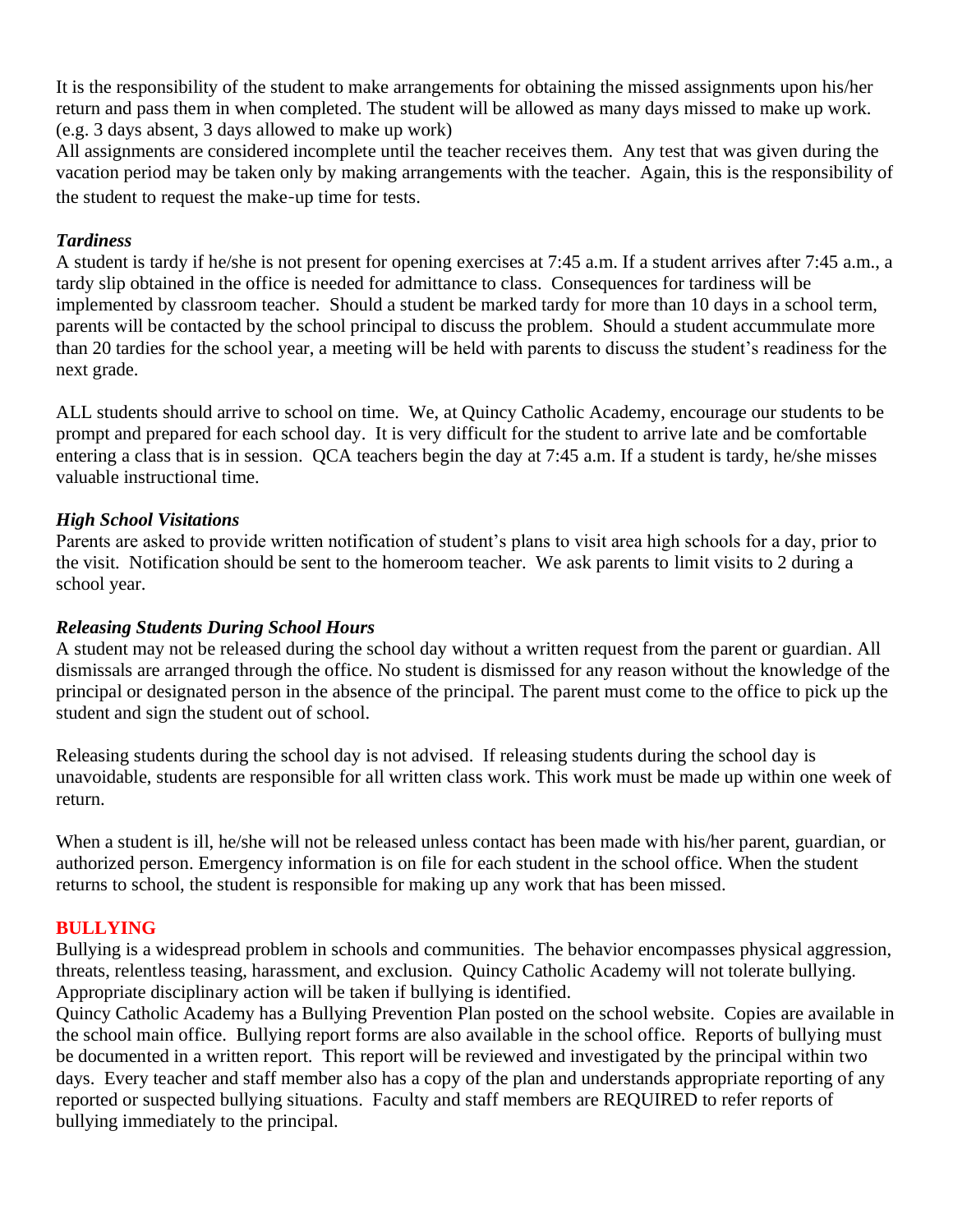It is the responsibility of the student to make arrangements for obtaining the missed assignments upon his/her return and pass them in when completed. The student will be allowed as many days missed to make up work. (e.g. 3 days absent, 3 days allowed to make up work)

All assignments are considered incomplete until the teacher receives them. Any test that was given during the vacation period may be taken only by making arrangements with the teacher. Again, this is the responsibility of the student to request the make-up time for tests.

***Tardiness***

A student is tardy if he/she is not present for opening exercises at 7:45 a.m. If a student arrives after 7:45 a.m., a tardy slip obtained in the office is needed for admittance to class. Consequences for tardiness will be implemented by classroom teacher. Should a student be marked tardy for more than 10 days in a school term, parents will be contacted by the school principal to discuss the problem. Should a student accummulate more than 20 tardies for the school year, a meeting will be held with parents to discuss the student's readiness for the next grade.

ALL students should arrive to school on time. We, at Quincy Catholic Academy, encourage our students to be prompt and prepared for each school day. It is very difficult for the student to arrive late and be comfortable entering a class that is in session. QCA teachers begin the day at 7:45 a.m. If a student is tardy, he/she misses valuable instructional time.

***High School Visitations***

Parents are asked to provide written notification of student's plans to visit area high schools for a day, prior to the visit. Notification should be sent to the homeroom teacher. We ask parents to limit visits to 2 during a school year.

***Releasing Students During School Hours***

A student may not be released during the school day without a written request from the parent or guardian. All dismissals are arranged through the office. No student is dismissed for any reason without the knowledge of the principal or designated person in the absence of the principal. The parent must come to the office to pick up the student and sign the student out of school.

Releasing students during the school day is not advised. If releasing students during the school day is unavoidable, students are responsible for all written class work. This work must be made up within one week of return.

When a student is ill, he/she will not be released unless contact has been made with his/her parent, guardian, or authorized person. Emergency information is on file for each student in the school office. When the student returns to school, the student is responsible for making up any work that has been missed.

## BULLYING

Bullying is a widespread problem in schools and communities. The behavior encompasses physical aggression, threats, relentless teasing, harassment, and exclusion. Quincy Catholic Academy will not tolerate bullying. Appropriate disciplinary action will be taken if bullying is identified.

Quincy Catholic Academy has a Bullying Prevention Plan posted on the school website. Copies are available in the school main office. Bullying report forms are also available in the school office. Reports of bullying must be documented in a written report. This report will be reviewed and investigated by the principal within two days. Every teacher and staff member also has a copy of the plan and understands appropriate reporting of any reported or suspected bullying situations. Faculty and staff members are REQUIRED to refer reports of bullying immediately to the principal.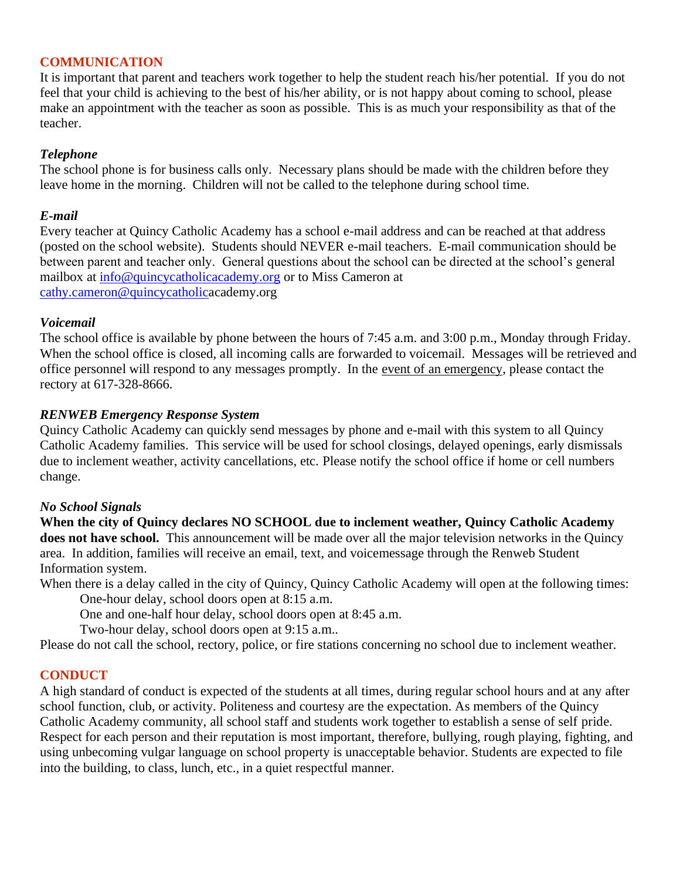## COMMUNICATION

It is important that parent and teachers work together to help the student reach his/her potential. If you do not feel that your child is achieving to the best of his/her ability, or is not happy about coming to school, please make an appointment with the teacher as soon as possible. This is as much your responsibility as that of the teacher.

### *Telephone*

The school phone is for business calls only. Necessary plans should be made with the children before they leave home in the morning. Children will not be called to the telephone during school time.

### *E-mail*

Every teacher at Quincy Catholic Academy has a school e-mail address and can be reached at that address (posted on the school website). Students should NEVER e-mail teachers. E-mail communication should be between parent and teacher only. General questions about the school can be directed at the school's general mailbox at info@quincycatholicacademy.org or to Miss Cameron at cathy.cameron@quincycatholicacademy.org

### *Voicemail*

The school office is available by phone between the hours of 7:45 a.m. and 3:00 p.m., Monday through Friday. When the school office is closed, all incoming calls are forwarded to voicemail. Messages will be retrieved and office personnel will respond to any messages promptly. In the event of an emergency, please contact the rectory at 617-328-8666.

### *RENWEB Emergency Response System*

Quincy Catholic Academy can quickly send messages by phone and e-mail with this system to all Quincy Catholic Academy families. This service will be used for school closings, delayed openings, early dismissals due to inclement weather, activity cancellations, etc. Please notify the school office if home or cell numbers change.

### *No School Signals*

**When the city of Quincy declares NO SCHOOL due to inclement weather, Quincy Catholic Academy does not have school.** This announcement will be made over all the major television networks in the Quincy area. In addition, families will receive an email, text, and voicemessage through the Renweb Student Information system.

When there is a delay called in the city of Quincy, Quincy Catholic Academy will open at the following times:

One-hour delay, school doors open at 8:15 a.m.

One and one-half hour delay, school doors open at 8:45 a.m.

Two-hour delay, school doors open at 9:15 a.m..

Please do not call the school, rectory, police, or fire stations concerning no school due to inclement weather.

## CONDUCT

A high standard of conduct is expected of the students at all times, during regular school hours and at any after school function, club, or activity. Politeness and courtesy are the expectation. As members of the Quincy Catholic Academy community, all school staff and students work together to establish a sense of self pride. Respect for each person and their reputation is most important, therefore, bullying, rough playing, fighting, and using unbecoming vulgar language on school property is unacceptable behavior. Students are expected to file into the building, to class, lunch, etc., in a quiet respectful manner.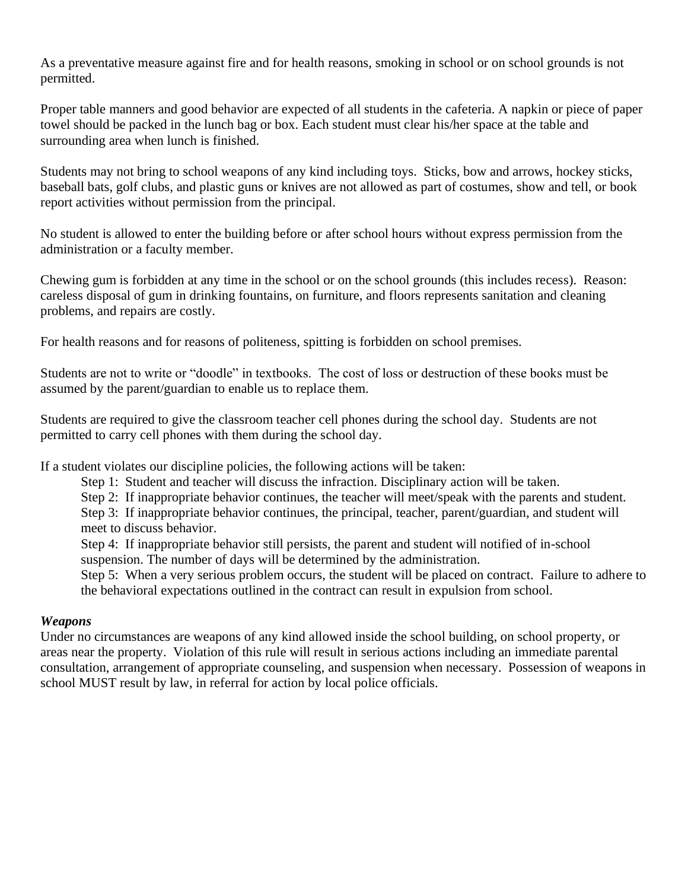As a preventative measure against fire and for health reasons, smoking in school or on school grounds is not permitted.

Proper table manners and good behavior are expected of all students in the cafeteria. A napkin or piece of paper towel should be packed in the lunch bag or box. Each student must clear his/her space at the table and surrounding area when lunch is finished.

Students may not bring to school weapons of any kind including toys. Sticks, bow and arrows, hockey sticks, baseball bats, golf clubs, and plastic guns or knives are not allowed as part of costumes, show and tell, or book report activities without permission from the principal.

No student is allowed to enter the building before or after school hours without express permission from the administration or a faculty member.

Chewing gum is forbidden at any time in the school or on the school grounds (this includes recess). Reason: careless disposal of gum in drinking fountains, on furniture, and floors represents sanitation and cleaning problems, and repairs are costly.

For health reasons and for reasons of politeness, spitting is forbidden on school premises.

Students are not to write or "doodle" in textbooks. The cost of loss or destruction of these books must be assumed by the parent/guardian to enable us to replace them.

Students are required to give the classroom teacher cell phones during the school day. Students are not permitted to carry cell phones with them during the school day.

If a student violates our discipline policies, the following actions will be taken:

- Step 1: Student and teacher will discuss the infraction. Disciplinary action will be taken.
- Step 2: If inappropriate behavior continues, the teacher will meet/speak with the parents and student.
- Step 3: If inappropriate behavior continues, the principal, teacher, parent/guardian, and student will meet to discuss behavior.
- Step 4: If inappropriate behavior still persists, the parent and student will notified of in-school suspension. The number of days will be determined by the administration.
- Step 5: When a very serious problem occurs, the student will be placed on contract. Failure to adhere to the behavioral expectations outlined in the contract can result in expulsion from school.

***Weapons***

Under no circumstances are weapons of any kind allowed inside the school building, on school property, or areas near the property. Violation of this rule will result in serious actions including an immediate parental consultation, arrangement of appropriate counseling, and suspension when necessary. Possession of weapons in school MUST result by law, in referral for action by local police officials.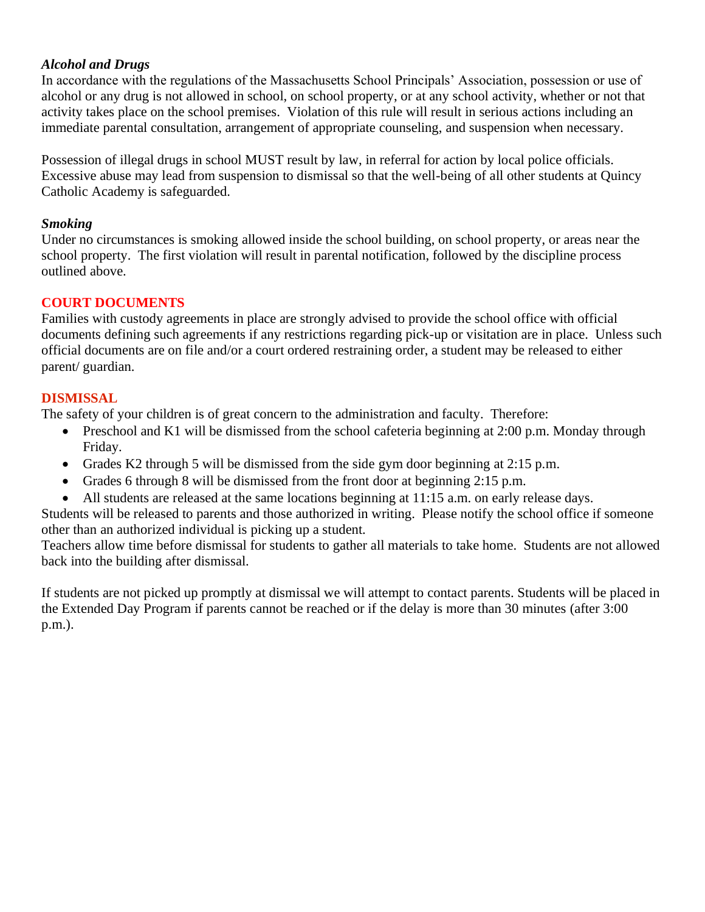### *Alcohol and Drugs*

In accordance with the regulations of the Massachusetts School Principals' Association, possession or use of alcohol or any drug is not allowed in school, on school property, or at any school activity, whether or not that activity takes place on the school premises. Violation of this rule will result in serious actions including an immediate parental consultation, arrangement of appropriate counseling, and suspension when necessary.

Possession of illegal drugs in school MUST result by law, in referral for action by local police officials. Excessive abuse may lead from suspension to dismissal so that the well-being of all other students at Quincy Catholic Academy is safeguarded.

### *Smoking*

Under no circumstances is smoking allowed inside the school building, on school property, or areas near the school property. The first violation will result in parental notification, followed by the discipline process outlined above.

## COURT DOCUMENTS

Families with custody agreements in place are strongly advised to provide the school office with official documents defining such agreements if any restrictions regarding pick-up or visitation are in place. Unless such official documents are on file and/or a court ordered restraining order, a student may be released to either parent/ guardian.

## DISMISSAL

The safety of your children is of great concern to the administration and faculty. Therefore:

- Preschool and K1 will be dismissed from the school cafeteria beginning at 2:00 p.m. Monday through Friday.
- Grades K2 through 5 will be dismissed from the side gym door beginning at 2:15 p.m.
- Grades 6 through 8 will be dismissed from the front door at beginning 2:15 p.m.
- All students are released at the same locations beginning at 11:15 a.m. on early release days.

Students will be released to parents and those authorized in writing. Please notify the school office if someone other than an authorized individual is picking up a student.

Teachers allow time before dismissal for students to gather all materials to take home. Students are not allowed back into the building after dismissal.

If students are not picked up promptly at dismissal we will attempt to contact parents. Students will be placed in the Extended Day Program if parents cannot be reached or if the delay is more than 30 minutes (after 3:00 p.m.).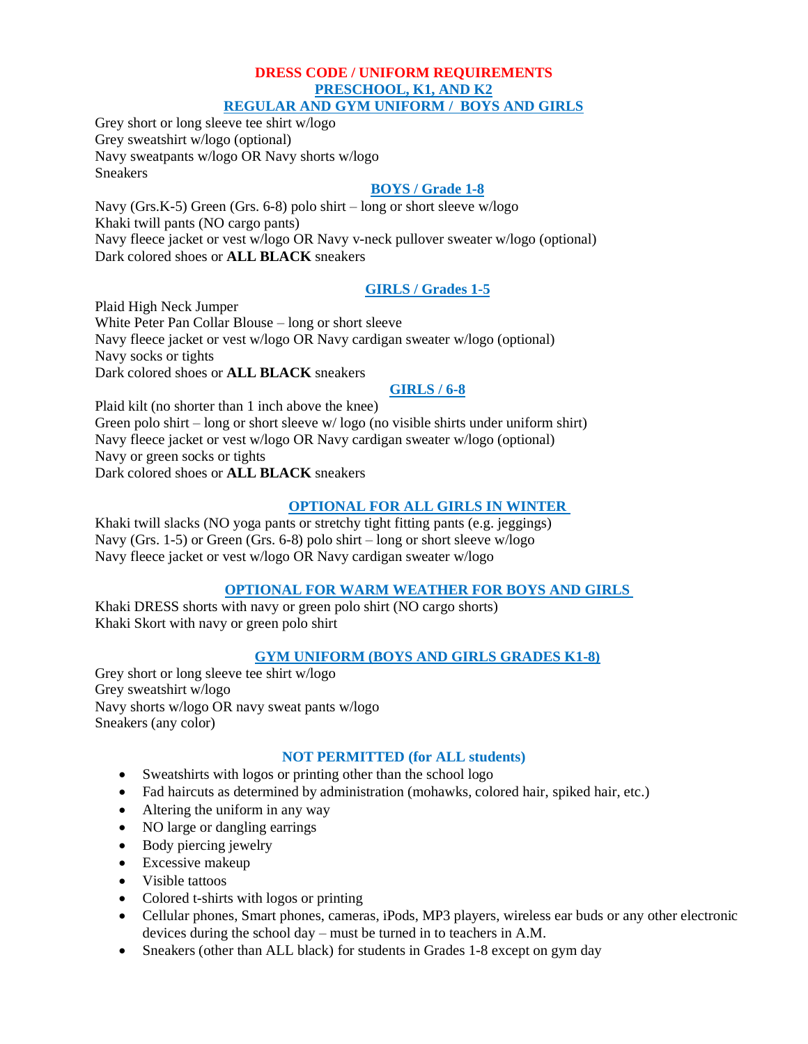# DRESS CODE / UNIFORM REQUIREMENTS

## PRESCHOOL, K1, AND K2

### REGULAR AND GYM UNIFORM / BOYS AND GIRLS

Grey short or long sleeve tee shirt w/logo
Grey sweatshirt w/logo (optional)
Navy sweatpants w/logo OR Navy shorts w/logo
Sneakers

### BOYS / Grade 1-8

Navy (Grs.K-5) Green (Grs. 6-8) polo shirt – long or short sleeve w/logo
Khaki twill pants (NO cargo pants)
Navy fleece jacket or vest w/logo OR Navy v-neck pullover sweater w/logo (optional)
Dark colored shoes or **ALL BLACK** sneakers

### GIRLS / Grades 1-5

Plaid High Neck Jumper
White Peter Pan Collar Blouse – long or short sleeve
Navy fleece jacket or vest w/logo OR Navy cardigan sweater w/logo (optional)
Navy socks or tights
Dark colored shoes or **ALL BLACK** sneakers

### GIRLS / 6-8

Plaid kilt (no shorter than 1 inch above the knee)
Green polo shirt – long or short sleeve w/ logo (no visible shirts under uniform shirt)
Navy fleece jacket or vest w/logo OR Navy cardigan sweater w/logo (optional)
Navy or green socks or tights
Dark colored shoes or **ALL BLACK** sneakers

### OPTIONAL FOR ALL GIRLS IN WINTER

Khaki twill slacks (NO yoga pants or stretchy tight fitting pants (e.g. jeggings)
Navy (Grs. 1-5) or Green (Grs. 6-8) polo shirt – long or short sleeve w/logo
Navy fleece jacket or vest w/logo OR Navy cardigan sweater w/logo

### OPTIONAL FOR WARM WEATHER FOR BOYS AND GIRLS

Khaki DRESS shorts with navy or green polo shirt (NO cargo shorts)
Khaki Skort with navy or green polo shirt

### GYM UNIFORM (BOYS AND GIRLS GRADES K1-8)

Grey short or long sleeve tee shirt w/logo
Grey sweatshirt w/logo
Navy shorts w/logo OR navy sweat pants w/logo
Sneakers (any color)

### NOT PERMITTED (for ALL students)

- Sweatshirts with logos or printing other than the school logo
- Fad haircuts as determined by administration (mohawks, colored hair, spiked hair, etc.)
- Altering the uniform in any way
- NO large or dangling earrings
- Body piercing jewelry
- Excessive makeup
- Visible tattoos
- Colored t-shirts with logos or printing
- Cellular phones, Smart phones, cameras, iPods, MP3 players, wireless ear buds or any other electronic devices during the school day – must be turned in to teachers in A.M.
- Sneakers (other than ALL black) for students in Grades 1-8 except on gym day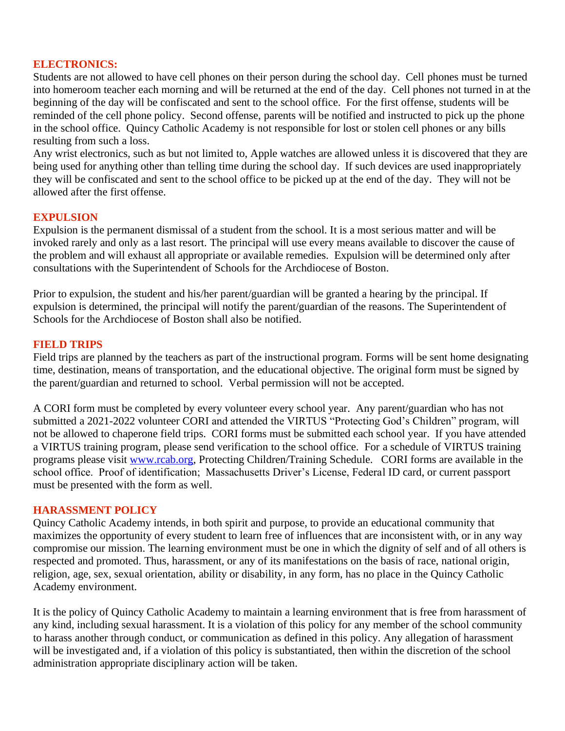## ELECTRONICS:

Students are not allowed to have cell phones on their person during the school day. Cell phones must be turned into homeroom teacher each morning and will be returned at the end of the day. Cell phones not turned in at the beginning of the day will be confiscated and sent to the school office. For the first offense, students will be reminded of the cell phone policy. Second offense, parents will be notified and instructed to pick up the phone in the school office. Quincy Catholic Academy is not responsible for lost or stolen cell phones or any bills resulting from such a loss.

Any wrist electronics, such as but not limited to, Apple watches are allowed unless it is discovered that they are being used for anything other than telling time during the school day. If such devices are used inappropriately they will be confiscated and sent to the school office to be picked up at the end of the day. They will not be allowed after the first offense.

## EXPULSION

Expulsion is the permanent dismissal of a student from the school. It is a most serious matter and will be invoked rarely and only as a last resort. The principal will use every means available to discover the cause of the problem and will exhaust all appropriate or available remedies. Expulsion will be determined only after consultations with the Superintendent of Schools for the Archdiocese of Boston.

Prior to expulsion, the student and his/her parent/guardian will be granted a hearing by the principal. If expulsion is determined, the principal will notify the parent/guardian of the reasons. The Superintendent of Schools for the Archdiocese of Boston shall also be notified.

## FIELD TRIPS

Field trips are planned by the teachers as part of the instructional program. Forms will be sent home designating time, destination, means of transportation, and the educational objective. The original form must be signed by the parent/guardian and returned to school. Verbal permission will not be accepted.

A CORI form must be completed by every volunteer every school year. Any parent/guardian who has not submitted a 2021-2022 volunteer CORI and attended the VIRTUS "Protecting God's Children" program, will not be allowed to chaperone field trips. CORI forms must be submitted each school year. If you have attended a VIRTUS training program, please send verification to the school office. For a schedule of VIRTUS training programs please visit [www.rcab.org](http://www.rcab.org), Protecting Children/Training Schedule. CORI forms are available in the school office. Proof of identification; Massachusetts Driver's License, Federal ID card, or current passport must be presented with the form as well.

## HARASSMENT POLICY

Quincy Catholic Academy intends, in both spirit and purpose, to provide an educational community that maximizes the opportunity of every student to learn free of influences that are inconsistent with, or in any way compromise our mission. The learning environment must be one in which the dignity of self and of all others is respected and promoted. Thus, harassment, or any of its manifestations on the basis of race, national origin, religion, age, sex, sexual orientation, ability or disability, in any form, has no place in the Quincy Catholic Academy environment.

It is the policy of Quincy Catholic Academy to maintain a learning environment that is free from harassment of any kind, including sexual harassment. It is a violation of this policy for any member of the school community to harass another through conduct, or communication as defined in this policy. Any allegation of harassment will be investigated and, if a violation of this policy is substantiated, then within the discretion of the school administration appropriate disciplinary action will be taken.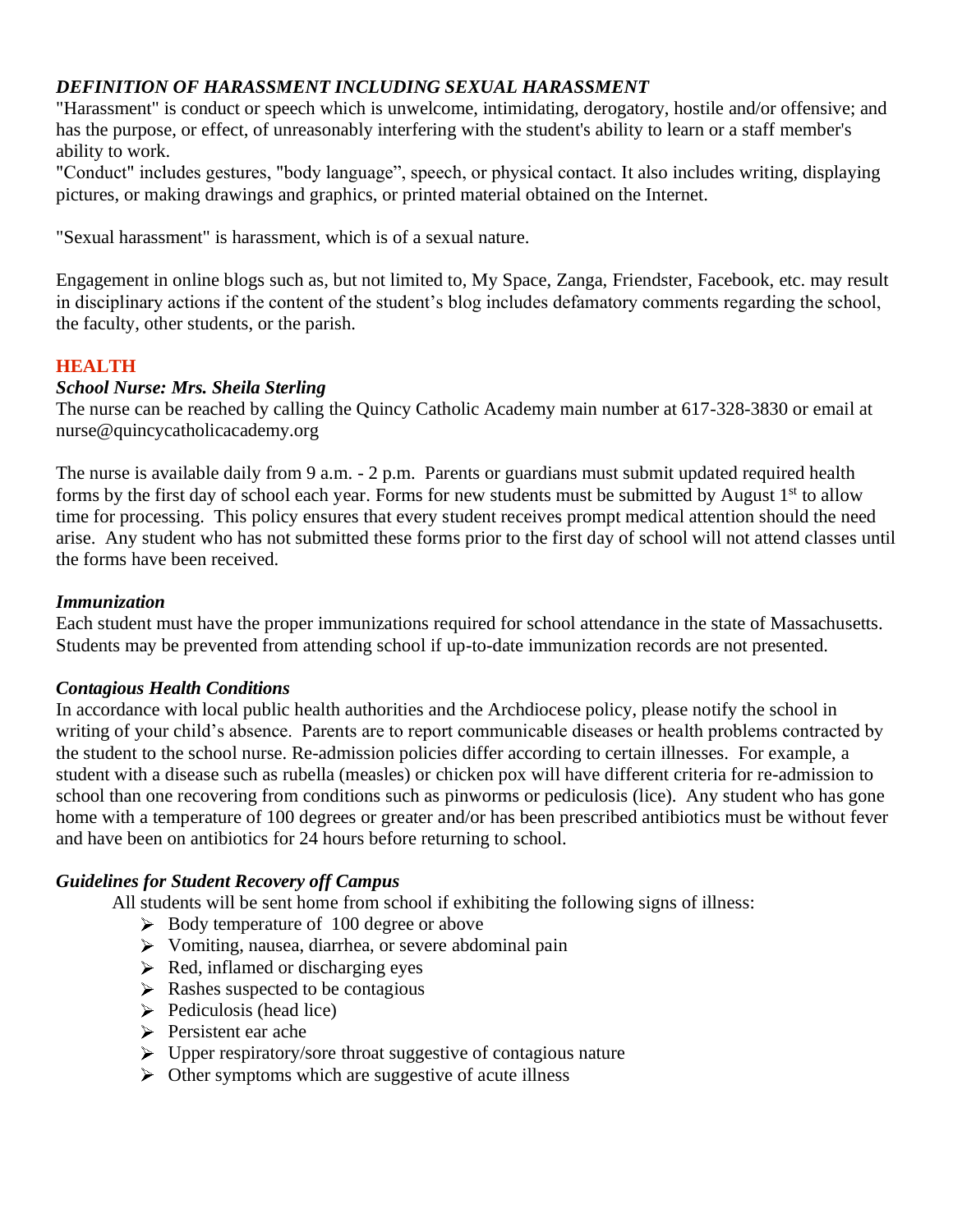### *DEFINITION OF HARASSMENT INCLUDING SEXUAL HARASSMENT*

"Harassment" is conduct or speech which is unwelcome, intimidating, derogatory, hostile and/or offensive; and has the purpose, or effect, of unreasonably interfering with the student's ability to learn or a staff member's ability to work.

"Conduct" includes gestures, "body language", speech, or physical contact. It also includes writing, displaying pictures, or making drawings and graphics, or printed material obtained on the Internet.

"Sexual harassment" is harassment, which is of a sexual nature.

Engagement in online blogs such as, but not limited to, My Space, Zanga, Friendster, Facebook, etc. may result in disciplinary actions if the content of the student's blog includes defamatory comments regarding the school, the faculty, other students, or the parish.

## HEALTH

### *School Nurse: Mrs. Sheila Sterling*

The nurse can be reached by calling the Quincy Catholic Academy main number at 617-328-3830 or email at nurse@quincycatholicacademy.org

The nurse is available daily from 9 a.m. - 2 p.m. Parents or guardians must submit updated required health forms by the first day of school each year. Forms for new students must be submitted by August 1st to allow time for processing. This policy ensures that every student receives prompt medical attention should the need arise. Any student who has not submitted these forms prior to the first day of school will not attend classes until the forms have been received.

### *Immunization*

Each student must have the proper immunizations required for school attendance in the state of Massachusetts. Students may be prevented from attending school if up-to-date immunization records are not presented.

### *Contagious Health Conditions*

In accordance with local public health authorities and the Archdiocese policy, please notify the school in writing of your child's absence. Parents are to report communicable diseases or health problems contracted by the student to the school nurse. Re-admission policies differ according to certain illnesses. For example, a student with a disease such as rubella (measles) or chicken pox will have different criteria for re-admission to school than one recovering from conditions such as pinworms or pediculosis (lice). Any student who has gone home with a temperature of 100 degrees or greater and/or has been prescribed antibiotics must be without fever and have been on antibiotics for 24 hours before returning to school.

### *Guidelines for Student Recovery off Campus*

All students will be sent home from school if exhibiting the following signs of illness:

- Body temperature of 100 degree or above
- Vomiting, nausea, diarrhea, or severe abdominal pain
- Red, inflamed or discharging eyes
- Rashes suspected to be contagious
- Pediculosis (head lice)
- Persistent ear ache
- Upper respiratory/sore throat suggestive of contagious nature
- Other symptoms which are suggestive of acute illness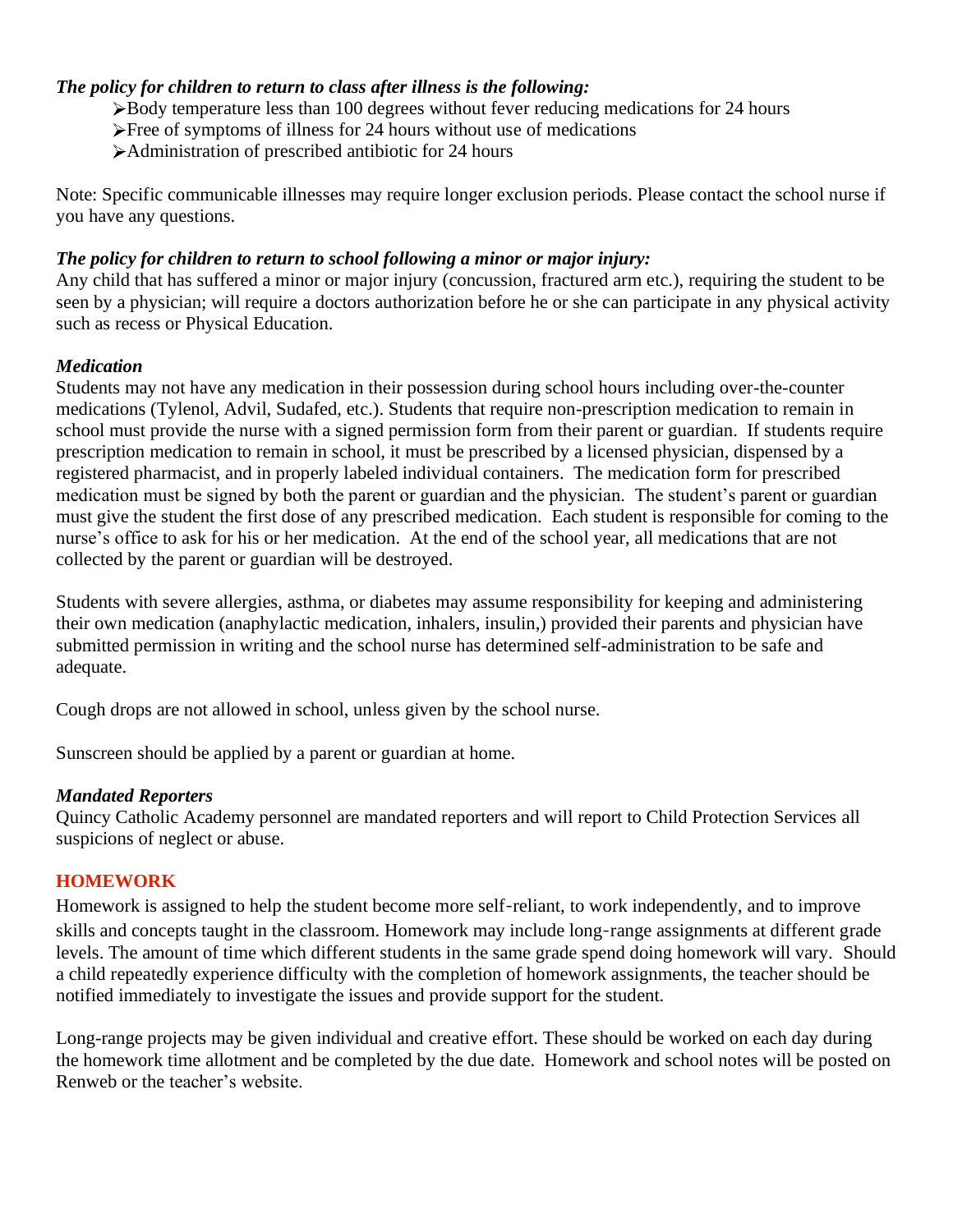***The policy for children to return to class after illness is the following:***

- Body temperature less than 100 degrees without fever reducing medications for 24 hours
- Free of symptoms of illness for 24 hours without use of medications
- Administration of prescribed antibiotic for 24 hours

Note: Specific communicable illnesses may require longer exclusion periods. Please contact the school nurse if you have any questions.

***The policy for children to return to school following a minor or major injury:***

Any child that has suffered a minor or major injury (concussion, fractured arm etc.), requiring the student to be seen by a physician; will require a doctors authorization before he or she can participate in any physical activity such as recess or Physical Education.

***Medication***

Students may not have any medication in their possession during school hours including over-the-counter medications (Tylenol, Advil, Sudafed, etc.). Students that require non-prescription medication to remain in school must provide the nurse with a signed permission form from their parent or guardian. If students require prescription medication to remain in school, it must be prescribed by a licensed physician, dispensed by a registered pharmacist, and in properly labeled individual containers. The medication form for prescribed medication must be signed by both the parent or guardian and the physician. The student's parent or guardian must give the student the first dose of any prescribed medication. Each student is responsible for coming to the nurse's office to ask for his or her medication. At the end of the school year, all medications that are not collected by the parent or guardian will be destroyed.

Students with severe allergies, asthma, or diabetes may assume responsibility for keeping and administering their own medication (anaphylactic medication, inhalers, insulin,) provided their parents and physician have submitted permission in writing and the school nurse has determined self-administration to be safe and adequate.

Cough drops are not allowed in school, unless given by the school nurse.

Sunscreen should be applied by a parent or guardian at home.

***Mandated Reporters***

Quincy Catholic Academy personnel are mandated reporters and will report to Child Protection Services all suspicions of neglect or abuse.

## HOMEWORK

Homework is assigned to help the student become more self-reliant, to work independently, and to improve skills and concepts taught in the classroom. Homework may include long-range assignments at different grade levels. The amount of time which different students in the same grade spend doing homework will vary. Should a child repeatedly experience difficulty with the completion of homework assignments, the teacher should be notified immediately to investigate the issues and provide support for the student.

Long-range projects may be given individual and creative effort. These should be worked on each day during the homework time allotment and be completed by the due date. Homework and school notes will be posted on Renweb or the teacher's website.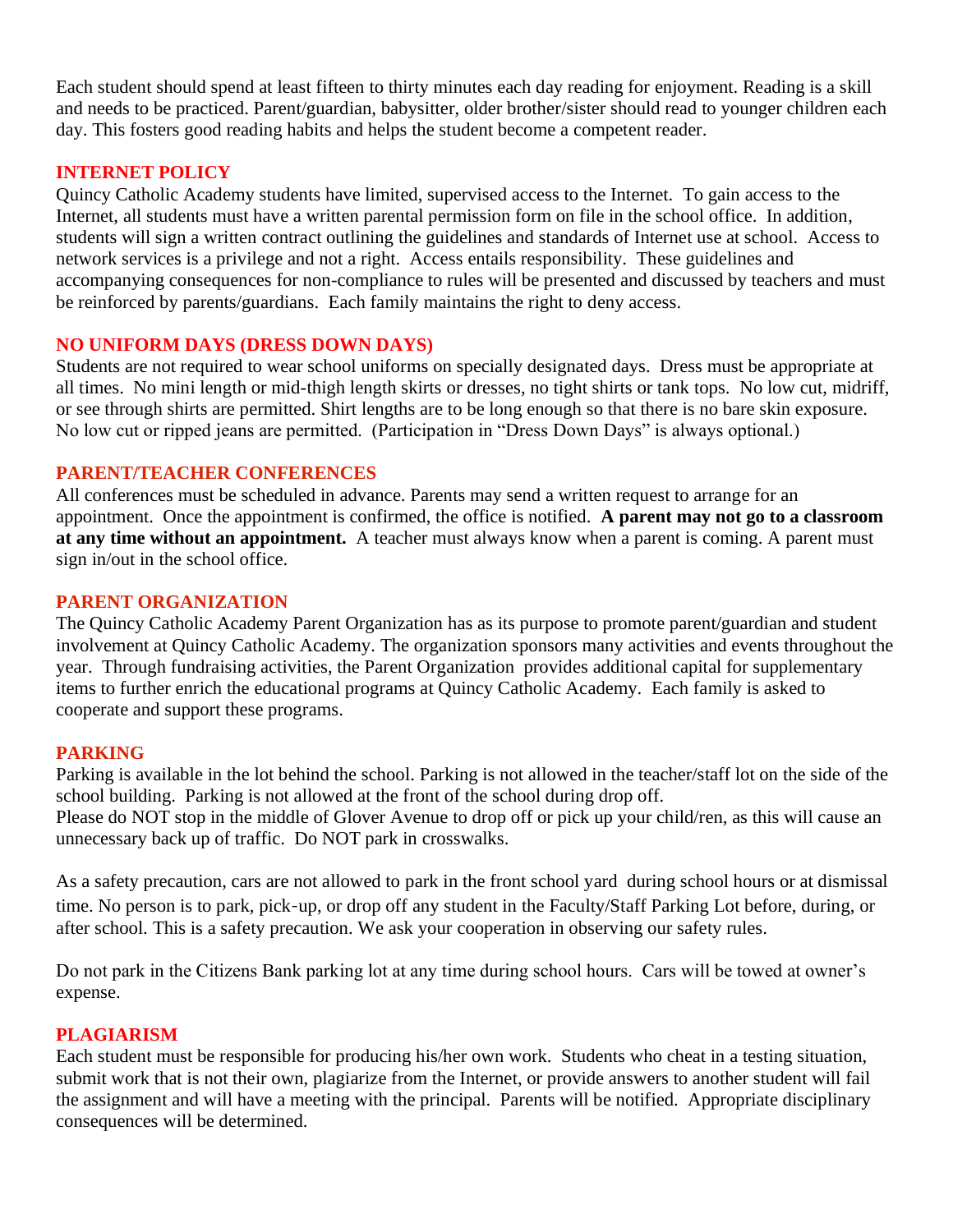Each student should spend at least fifteen to thirty minutes each day reading for enjoyment. Reading is a skill and needs to be practiced. Parent/guardian, babysitter, older brother/sister should read to younger children each day. This fosters good reading habits and helps the student become a competent reader.

## INTERNET POLICY

Quincy Catholic Academy students have limited, supervised access to the Internet. To gain access to the Internet, all students must have a written parental permission form on file in the school office. In addition, students will sign a written contract outlining the guidelines and standards of Internet use at school. Access to network services is a privilege and not a right. Access entails responsibility. These guidelines and accompanying consequences for non-compliance to rules will be presented and discussed by teachers and must be reinforced by parents/guardians. Each family maintains the right to deny access.

## NO UNIFORM DAYS (DRESS DOWN DAYS)

Students are not required to wear school uniforms on specially designated days. Dress must be appropriate at all times. No mini length or mid-thigh length skirts or dresses, no tight shirts or tank tops. No low cut, midriff, or see through shirts are permitted. Shirt lengths are to be long enough so that there is no bare skin exposure. No low cut or ripped jeans are permitted. (Participation in "Dress Down Days" is always optional.)

## PARENT/TEACHER CONFERENCES

All conferences must be scheduled in advance. Parents may send a written request to arrange for an appointment. Once the appointment is confirmed, the office is notified. **A parent may not go to a classroom at any time without an appointment.** A teacher must always know when a parent is coming. A parent must sign in/out in the school office.

## PARENT ORGANIZATION

The Quincy Catholic Academy Parent Organization has as its purpose to promote parent/guardian and student involvement at Quincy Catholic Academy. The organization sponsors many activities and events throughout the year. Through fundraising activities, the Parent Organization provides additional capital for supplementary items to further enrich the educational programs at Quincy Catholic Academy. Each family is asked to cooperate and support these programs.

## PARKING

Parking is available in the lot behind the school. Parking is not allowed in the teacher/staff lot on the side of the school building. Parking is not allowed at the front of the school during drop off.
Please do NOT stop in the middle of Glover Avenue to drop off or pick up your child/ren, as this will cause an unnecessary back up of traffic. Do NOT park in crosswalks.

As a safety precaution, cars are not allowed to park in the front school yard during school hours or at dismissal time. No person is to park, pick-up, or drop off any student in the Faculty/Staff Parking Lot before, during, or after school. This is a safety precaution. We ask your cooperation in observing our safety rules.

Do not park in the Citizens Bank parking lot at any time during school hours. Cars will be towed at owner's expense.

## PLAGIARISM

Each student must be responsible for producing his/her own work. Students who cheat in a testing situation, submit work that is not their own, plagiarize from the Internet, or provide answers to another student will fail the assignment and will have a meeting with the principal. Parents will be notified. Appropriate disciplinary consequences will be determined.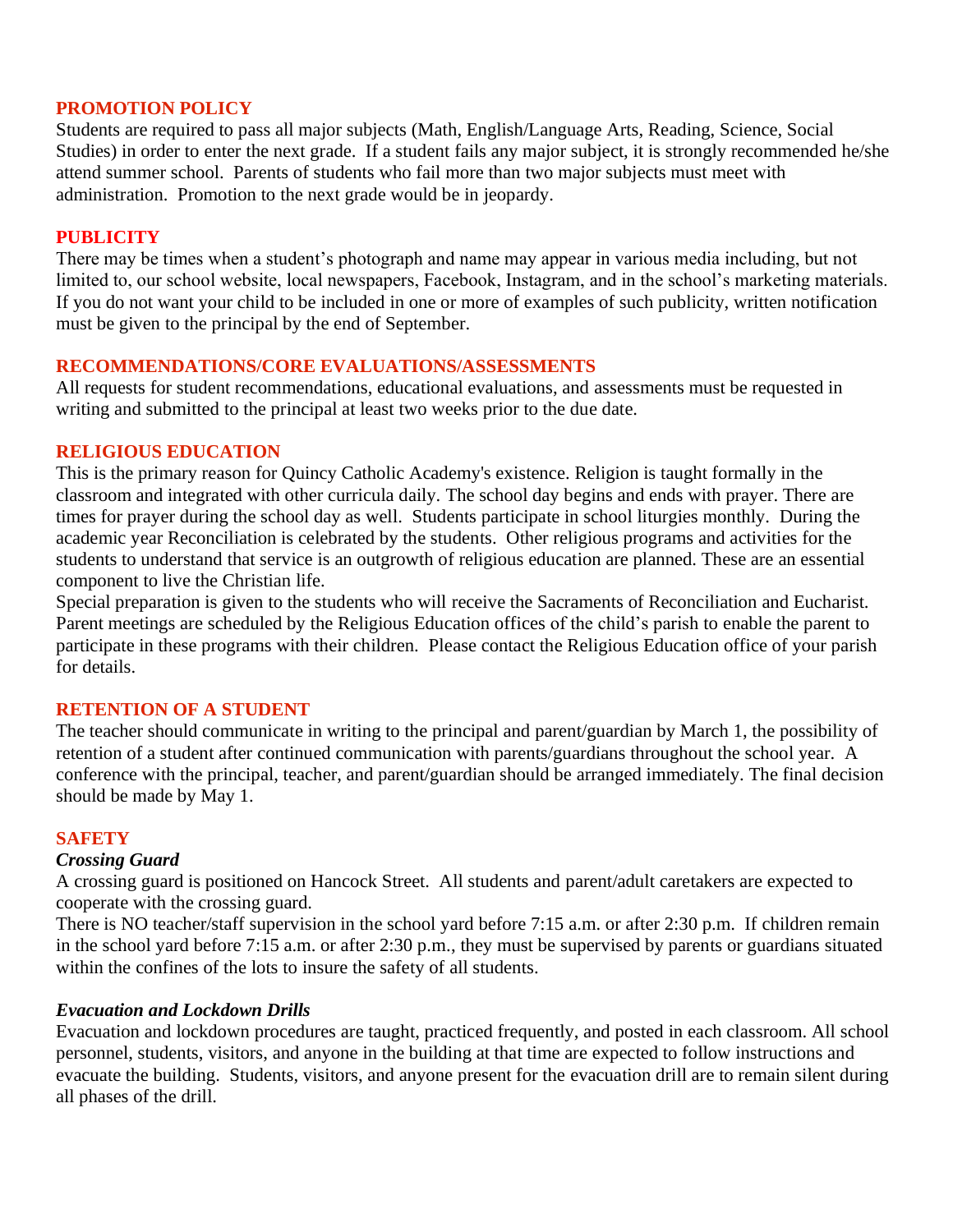## PROMOTION POLICY

Students are required to pass all major subjects (Math, English/Language Arts, Reading, Science, Social Studies) in order to enter the next grade. If a student fails any major subject, it is strongly recommended he/she attend summer school. Parents of students who fail more than two major subjects must meet with administration. Promotion to the next grade would be in jeopardy.

## PUBLICITY

There may be times when a student's photograph and name may appear in various media including, but not limited to, our school website, local newspapers, Facebook, Instagram, and in the school's marketing materials. If you do not want your child to be included in one or more of examples of such publicity, written notification must be given to the principal by the end of September.

## RECOMMENDATIONS/CORE EVALUATIONS/ASSESSMENTS

All requests for student recommendations, educational evaluations, and assessments must be requested in writing and submitted to the principal at least two weeks prior to the due date.

## RELIGIOUS EDUCATION

This is the primary reason for Quincy Catholic Academy's existence. Religion is taught formally in the classroom and integrated with other curricula daily. The school day begins and ends with prayer. There are times for prayer during the school day as well. Students participate in school liturgies monthly. During the academic year Reconciliation is celebrated by the students. Other religious programs and activities for the students to understand that service is an outgrowth of religious education are planned. These are an essential component to live the Christian life.

Special preparation is given to the students who will receive the Sacraments of Reconciliation and Eucharist. Parent meetings are scheduled by the Religious Education offices of the child's parish to enable the parent to participate in these programs with their children. Please contact the Religious Education office of your parish for details.

## RETENTION OF A STUDENT

The teacher should communicate in writing to the principal and parent/guardian by March 1, the possibility of retention of a student after continued communication with parents/guardians throughout the school year. A conference with the principal, teacher, and parent/guardian should be arranged immediately. The final decision should be made by May 1.

## SAFETY

### *Crossing Guard*

A crossing guard is positioned on Hancock Street. All students and parent/adult caretakers are expected to cooperate with the crossing guard.

There is NO teacher/staff supervision in the school yard before 7:15 a.m. or after 2:30 p.m. If children remain in the school yard before 7:15 a.m. or after 2:30 p.m., they must be supervised by parents or guardians situated within the confines of the lots to insure the safety of all students.

### *Evacuation and Lockdown Drills*

Evacuation and lockdown procedures are taught, practiced frequently, and posted in each classroom. All school personnel, students, visitors, and anyone in the building at that time are expected to follow instructions and evacuate the building. Students, visitors, and anyone present for the evacuation drill are to remain silent during all phases of the drill.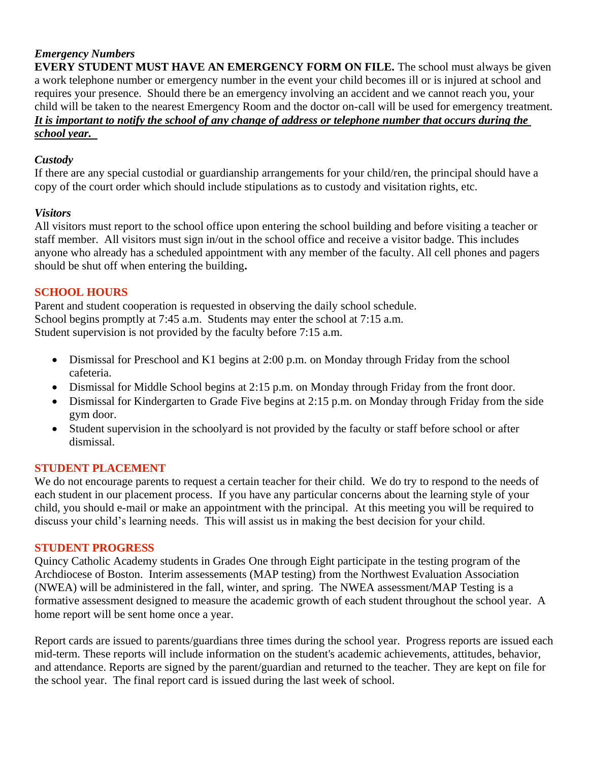*Emergency Numbers*

**EVERY STUDENT MUST HAVE AN EMERGENCY FORM ON FILE.** The school must always be given a work telephone number or emergency number in the event your child becomes ill or is injured at school and requires your presence. Should there be an emergency involving an accident and we cannot reach you, your child will be taken to the nearest Emergency Room and the doctor on-call will be used for emergency treatment. ***It is important to notify the school of any change of address or telephone number that occurs during the school year.***

*Custody*

If there are any special custodial or guardianship arrangements for your child/ren, the principal should have a copy of the court order which should include stipulations as to custody and visitation rights, etc.

*Visitors*

All visitors must report to the school office upon entering the school building and before visiting a teacher or staff member. All visitors must sign in/out in the school office and receive a visitor badge. This includes anyone who already has a scheduled appointment with any member of the faculty. All cell phones and pagers should be shut off when entering the building**.**

## SCHOOL HOURS

Parent and student cooperation is requested in observing the daily school schedule.
School begins promptly at 7:45 a.m. Students may enter the school at 7:15 a.m.
Student supervision is not provided by the faculty before 7:15 a.m.

- Dismissal for Preschool and K1 begins at 2:00 p.m. on Monday through Friday from the school cafeteria.
- Dismissal for Middle School begins at 2:15 p.m. on Monday through Friday from the front door.
- Dismissal for Kindergarten to Grade Five begins at 2:15 p.m. on Monday through Friday from the side gym door.
- Student supervision in the schoolyard is not provided by the faculty or staff before school or after dismissal.

## STUDENT PLACEMENT

We do not encourage parents to request a certain teacher for their child. We do try to respond to the needs of each student in our placement process. If you have any particular concerns about the learning style of your child, you should e-mail or make an appointment with the principal. At this meeting you will be required to discuss your child's learning needs. This will assist us in making the best decision for your child.

## STUDENT PROGRESS

Quincy Catholic Academy students in Grades One through Eight participate in the testing program of the Archdiocese of Boston. Interim assessements (MAP testing) from the Northwest Evaluation Association (NWEA) will be administered in the fall, winter, and spring. The NWEA assessment/MAP Testing is a formative assessment designed to measure the academic growth of each student throughout the school year. A home report will be sent home once a year.

Report cards are issued to parents/guardians three times during the school year. Progress reports are issued each mid-term. These reports will include information on the student's academic achievements, attitudes, behavior, and attendance. Reports are signed by the parent/guardian and returned to the teacher. They are kept on file for the school year. The final report card is issued during the last week of school.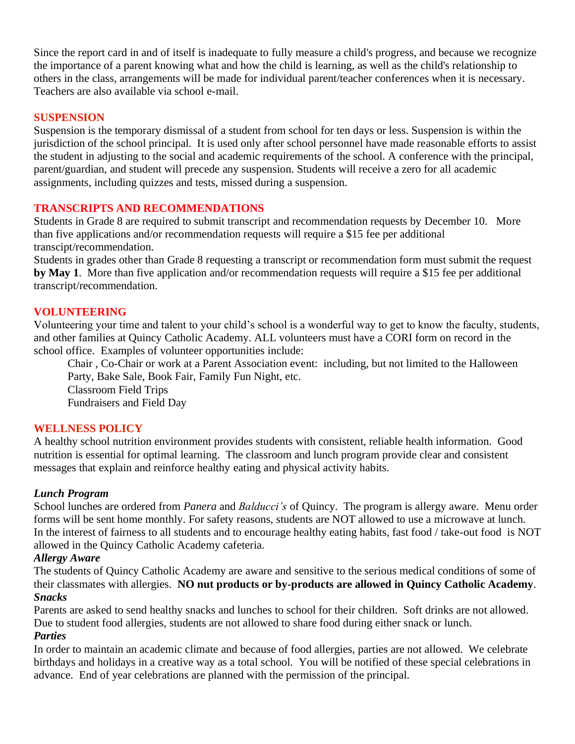Since the report card in and of itself is inadequate to fully measure a child's progress, and because we recognize the importance of a parent knowing what and how the child is learning, as well as the child's relationship to others in the class, arrangements will be made for individual parent/teacher conferences when it is necessary. Teachers are also available via school e-mail.

## SUSPENSION

Suspension is the temporary dismissal of a student from school for ten days or less. Suspension is within the jurisdiction of the school principal. It is used only after school personnel have made reasonable efforts to assist the student in adjusting to the social and academic requirements of the school. A conference with the principal, parent/guardian, and student will precede any suspension. Students will receive a zero for all academic assignments, including quizzes and tests, missed during a suspension.

## TRANSCRIPTS AND RECOMMENDATIONS

Students in Grade 8 are required to submit transcript and recommendation requests by December 10. More than five applications and/or recommendation requests will require a $15 fee per additional transcipt/recommendation.

Students in grades other than Grade 8 requesting a transcript or recommendation form must submit the request **by May 1**. More than five application and/or recommendation requests will require a $15 fee per additional transcript/recommendation.

## VOLUNTEERING

Volunteering your time and talent to your child's school is a wonderful way to get to know the faculty, students, and other families at Quincy Catholic Academy. ALL volunteers must have a CORI form on record in the school office. Examples of volunteer opportunities include:

- Chair , Co-Chair or work at a Parent Association event: including, but not limited to the Halloween Party, Bake Sale, Book Fair, Family Fun Night, etc.
- Classroom Field Trips
- Fundraisers and Field Day

## WELLNESS POLICY

A healthy school nutrition environment provides students with consistent, reliable health information. Good nutrition is essential for optimal learning. The classroom and lunch program provide clear and consistent messages that explain and reinforce healthy eating and physical activity habits.

### *Lunch Program*

School lunches are ordered from *Panera* and *Balducci's* of Quincy. The program is allergy aware. Menu order forms will be sent home monthly. For safety reasons, students are NOT allowed to use a microwave at lunch. In the interest of fairness to all students and to encourage healthy eating habits, fast food / take-out food is NOT allowed in the Quincy Catholic Academy cafeteria.

### *Allergy Aware*

The students of Quincy Catholic Academy are aware and sensitive to the serious medical conditions of some of their classmates with allergies. **NO nut products or by-products are allowed in Quincy Catholic Academy**.

### *Snacks*

Parents are asked to send healthy snacks and lunches to school for their children. Soft drinks are not allowed. Due to student food allergies, students are not allowed to share food during either snack or lunch.

### *Parties*

In order to maintain an academic climate and because of food allergies, parties are not allowed. We celebrate birthdays and holidays in a creative way as a total school. You will be notified of these special celebrations in advance. End of year celebrations are planned with the permission of the principal.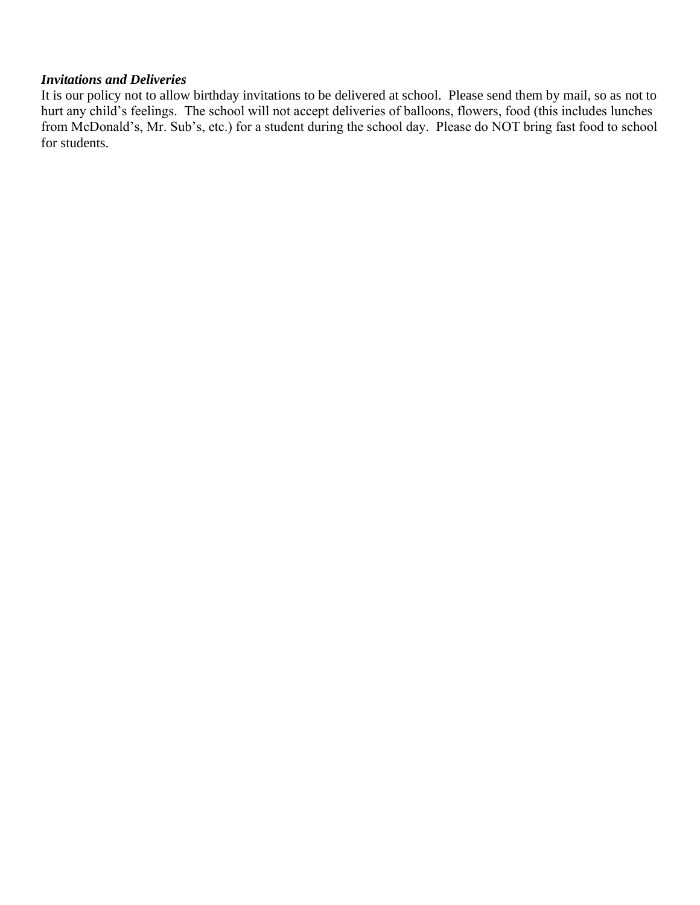### ***Invitations and Deliveries***

It is our policy not to allow birthday invitations to be delivered at school. Please send them by mail, so as not to hurt any child's feelings. The school will not accept deliveries of balloons, flowers, food (this includes lunches from McDonald's, Mr. Sub's, etc.) for a student during the school day. Please do NOT bring fast food to school for students.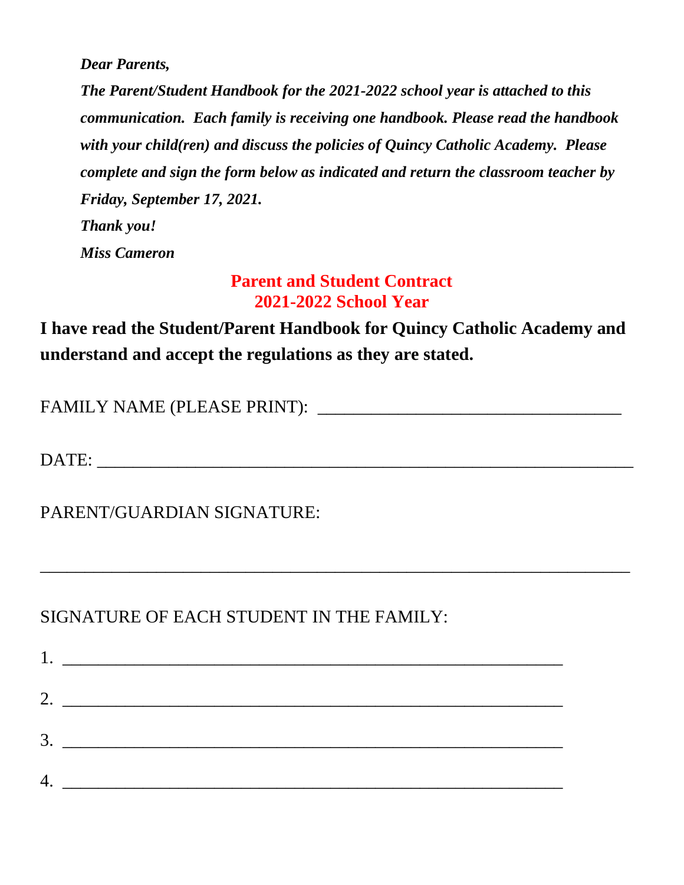*Dear Parents,*

***The Parent/Student Handbook for the 2021-2022 school year is attached to this communication. Each family is receiving one handbook. Please read the handbook with your child(ren) and discuss the policies of Quincy Catholic Academy. Please complete and sign the form below as indicated and return the classroom teacher by Friday, September 17, 2021.***

***Thank you!***

***Miss Cameron***

## Parent and Student Contract
## 2021-2022 School Year

**I have read the Student/Parent Handbook for Quincy Catholic Academy and understand and accept the regulations as they are stated.**

FAMILY NAME (PLEASE PRINT): ___________________________________

DATE: _____________________________________________________________

PARENT/GUARDIAN SIGNATURE:

_____________________________________________________________________

SIGNATURE OF EACH STUDENT IN THE FAMILY:

1. _________________________________________________________

2. _________________________________________________________

3. _________________________________________________________

4. _________________________________________________________